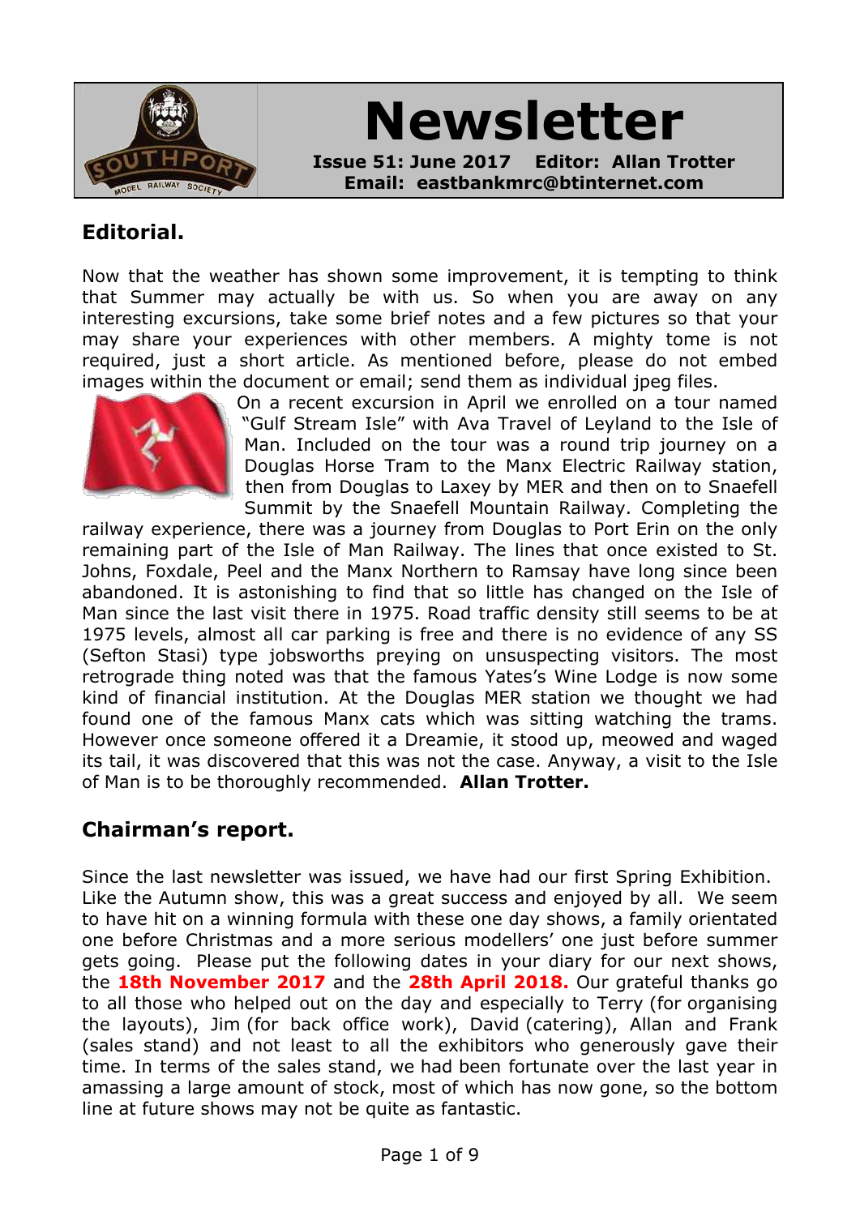# Newsletter

**Issue 51: June 2017 Editor: Allan Trotter**
**Email: eastbankmrc@btinternet.com**

## Editorial.

Now that the weather has shown some improvement, it is tempting to think that Summer may actually be with us. So when you are away on any interesting excursions, take some brief notes and a few pictures so that your may share your experiences with other members. A mighty tome is not required, just a short article. As mentioned before, please do not embed images within the document or email; send them as individual jpeg files.

On a recent excursion in April we enrolled on a tour named "Gulf Stream Isle" with Ava Travel of Leyland to the Isle of Man. Included on the tour was a round trip journey on a Douglas Horse Tram to the Manx Electric Railway station, then from Douglas to Laxey by MER and then on to Snaefell Summit by the Snaefell Mountain Railway. Completing the railway experience, there was a journey from Douglas to Port Erin on the only remaining part of the Isle of Man Railway. The lines that once existed to St. Johns, Foxdale, Peel and the Manx Northern to Ramsay have long since been abandoned. It is astonishing to find that so little has changed on the Isle of Man since the last visit there in 1975. Road traffic density still seems to be at 1975 levels, almost all car parking is free and there is no evidence of any SS (Sefton Stasi) type jobsworths preying on unsuspecting visitors. The most retrograde thing noted was that the famous Yates's Wine Lodge is now some kind of financial institution. At the Douglas MER station we thought we had found one of the famous Manx cats which was sitting watching the trams. However once someone offered it a Dreamie, it stood up, meowed and waged its tail, it was discovered that this was not the case. Anyway, a visit to the Isle of Man is to be thoroughly recommended. **Allan Trotter.**

## Chairman's report.

Since the last newsletter was issued, we have had our first Spring Exhibition. Like the Autumn show, this was a great success and enjoyed by all. We seem to have hit on a winning formula with these one day shows, a family orientated one before Christmas and a more serious modellers' one just before summer gets going. Please put the following dates in your diary for our next shows, the **18th November 2017** and the **28th April 2018.** Our grateful thanks go to all those who helped out on the day and especially to Terry (for organising the layouts), Jim (for back office work), David (catering), Allan and Frank (sales stand) and not least to all the exhibitors who generously gave their time. In terms of the sales stand, we had been fortunate over the last year in amassing a large amount of stock, most of which has now gone, so the bottom line at future shows may not be quite as fantastic.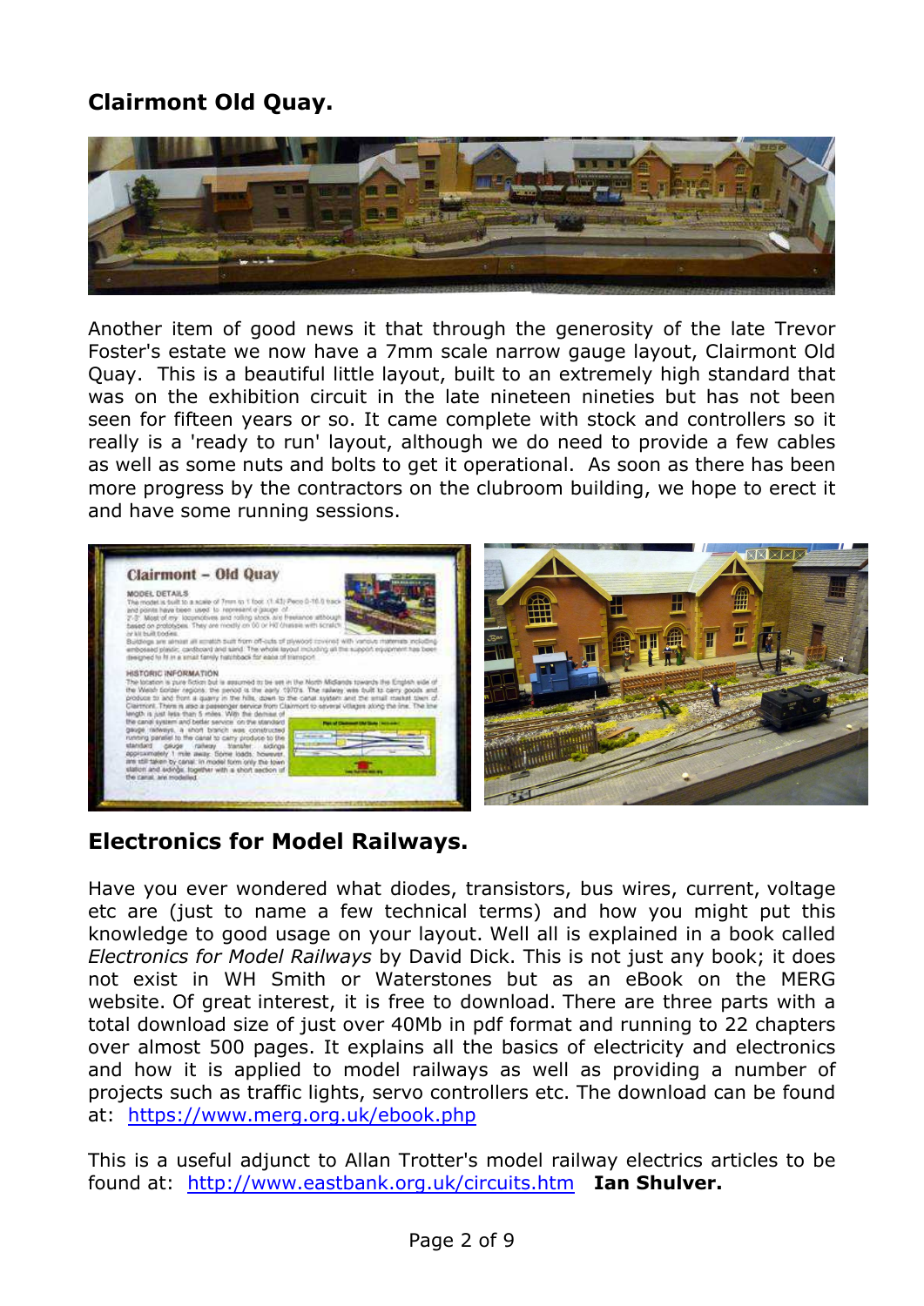## Clairmont Old Quay.

Another item of good news it that through the generosity of the late Trevor Foster's estate we now have a 7mm scale narrow gauge layout, Clairmont Old Quay. This is a beautiful little layout, built to an extremely high standard that was on the exhibition circuit in the late nineteen nineties but has not been seen for fifteen years or so. It came complete with stock and controllers so it really is a 'ready to run' layout, although we do need to provide a few cables as well as some nuts and bolts to get it operational. As soon as there has been more progress by the contractors on the clubroom building, we hope to erect it and have some running sessions.

## Electronics for Model Railways.

Have you ever wondered what diodes, transistors, bus wires, current, voltage etc are (just to name a few technical terms) and how you might put this knowledge to good usage on your layout. Well all is explained in a book called *Electronics for Model Railways* by David Dick. This is not just any book; it does not exist in WH Smith or Waterstones but as an eBook on the MERG website. Of great interest, it is free to download. There are three parts with a total download size of just over 40Mb in pdf format and running to 22 chapters over almost 500 pages. It explains all the basics of electricity and electronics and how it is applied to model railways as well as providing a number of projects such as traffic lights, servo controllers etc. The download can be found at: https://www.merg.org.uk/ebook.php

This is a useful adjunct to Allan Trotter's model railway electrics articles to be found at: http://www.eastbank.org.uk/circuits.htm **Ian Shulver.**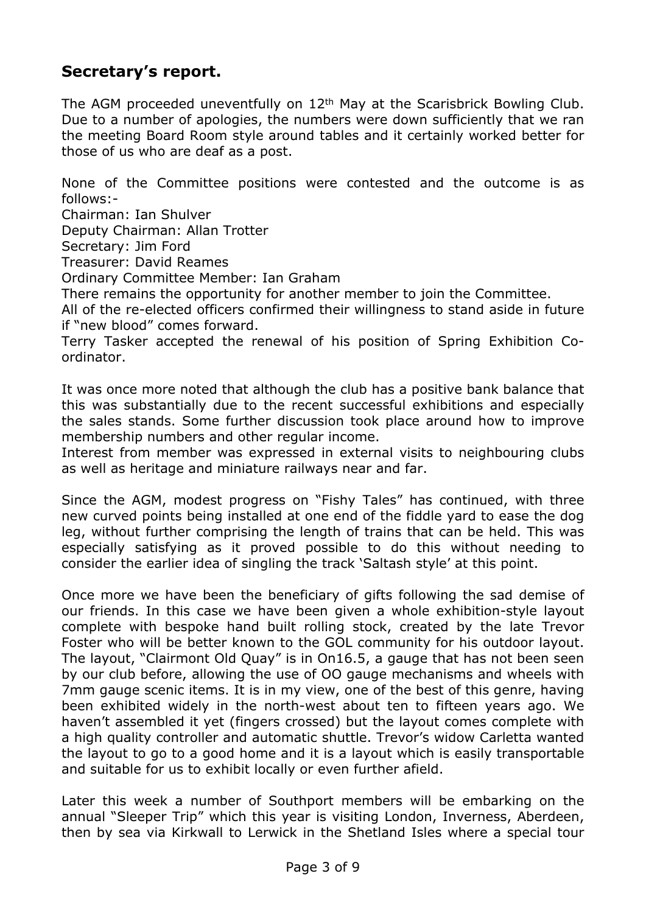## Secretary's report.

The AGM proceeded uneventfully on 12th May at the Scarisbrick Bowling Club. Due to a number of apologies, the numbers were down sufficiently that we ran the meeting Board Room style around tables and it certainly worked better for those of us who are deaf as a post.

None of the Committee positions were contested and the outcome is as follows:-
Chairman: Ian Shulver
Deputy Chairman: Allan Trotter
Secretary: Jim Ford
Treasurer: David Reames
Ordinary Committee Member: Ian Graham
There remains the opportunity for another member to join the Committee.
All of the re-elected officers confirmed their willingness to stand aside in future if "new blood" comes forward.
Terry Tasker accepted the renewal of his position of Spring Exhibition Co-ordinator.

It was once more noted that although the club has a positive bank balance that this was substantially due to the recent successful exhibitions and especially the sales stands. Some further discussion took place around how to improve membership numbers and other regular income.
Interest from member was expressed in external visits to neighbouring clubs as well as heritage and miniature railways near and far.

Since the AGM, modest progress on "Fishy Tales" has continued, with three new curved points being installed at one end of the fiddle yard to ease the dog leg, without further comprising the length of trains that can be held. This was especially satisfying as it proved possible to do this without needing to consider the earlier idea of singling the track 'Saltash style' at this point.

Once more we have been the beneficiary of gifts following the sad demise of our friends. In this case we have been given a whole exhibition-style layout complete with bespoke hand built rolling stock, created by the late Trevor Foster who will be better known to the GOL community for his outdoor layout. The layout, "Clairmont Old Quay" is in On16.5, a gauge that has not been seen by our club before, allowing the use of OO gauge mechanisms and wheels with 7mm gauge scenic items. It is in my view, one of the best of this genre, having been exhibited widely in the north-west about ten to fifteen years ago. We haven't assembled it yet (fingers crossed) but the layout comes complete with a high quality controller and automatic shuttle. Trevor's widow Carletta wanted the layout to go to a good home and it is a layout which is easily transportable and suitable for us to exhibit locally or even further afield.

Later this week a number of Southport members will be embarking on the annual "Sleeper Trip" which this year is visiting London, Inverness, Aberdeen, then by sea via Kirkwall to Lerwick in the Shetland Isles where a special tour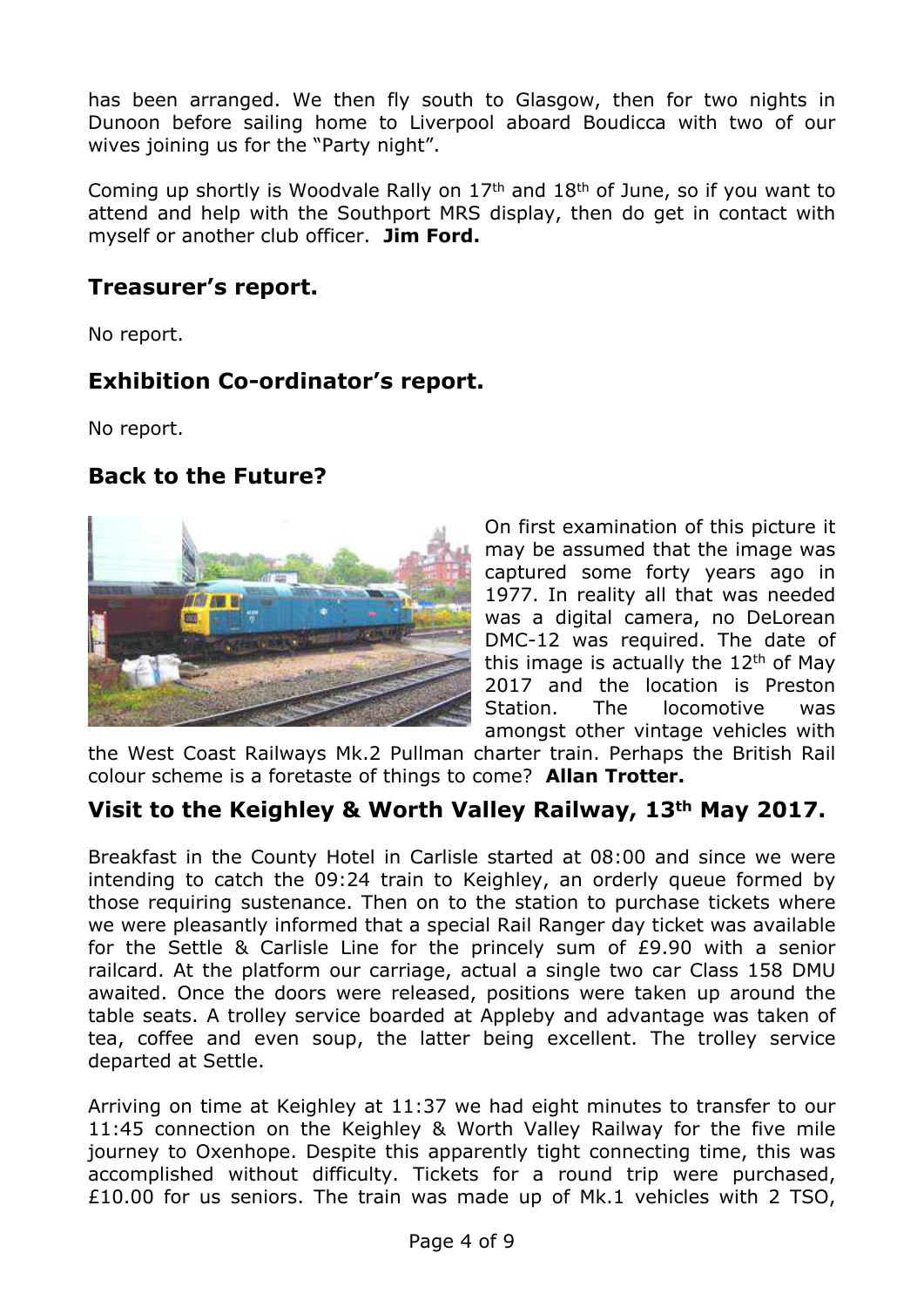has been arranged. We then fly south to Glasgow, then for two nights in Dunoon before sailing home to Liverpool aboard Boudicca with two of our wives joining us for the "Party night".

Coming up shortly is Woodvale Rally on 17th and 18th of June, so if you want to attend and help with the Southport MRS display, then do get in contact with myself or another club officer. **Jim Ford.**

## Treasurer's report.

No report.

## Exhibition Co-ordinator's report.

No report.

## Back to the Future?

On first examination of this picture it may be assumed that the image was captured some forty years ago in 1977. In reality all that was needed was a digital camera, no DeLorean DMC-12 was required. The date of this image is actually the 12th of May 2017 and the location is Preston Station. The locomotive was amongst other vintage vehicles with the West Coast Railways Mk.2 Pullman charter train. Perhaps the British Rail colour scheme is a foretaste of things to come? **Allan Trotter.**

## Visit to the Keighley & Worth Valley Railway, 13th May 2017.

Breakfast in the County Hotel in Carlisle started at 08:00 and since we were intending to catch the 09:24 train to Keighley, an orderly queue formed by those requiring sustenance. Then on to the station to purchase tickets where we were pleasantly informed that a special Rail Ranger day ticket was available for the Settle & Carlisle Line for the princely sum of £9.90 with a senior railcard. At the platform our carriage, actual a single two car Class 158 DMU awaited. Once the doors were released, positions were taken up around the table seats. A trolley service boarded at Appleby and advantage was taken of tea, coffee and even soup, the latter being excellent. The trolley service departed at Settle.

Arriving on time at Keighley at 11:37 we had eight minutes to transfer to our 11:45 connection on the Keighley & Worth Valley Railway for the five mile journey to Oxenhope. Despite this apparently tight connecting time, this was accomplished without difficulty. Tickets for a round trip were purchased, £10.00 for us seniors. The train was made up of Mk.1 vehicles with 2 TSO,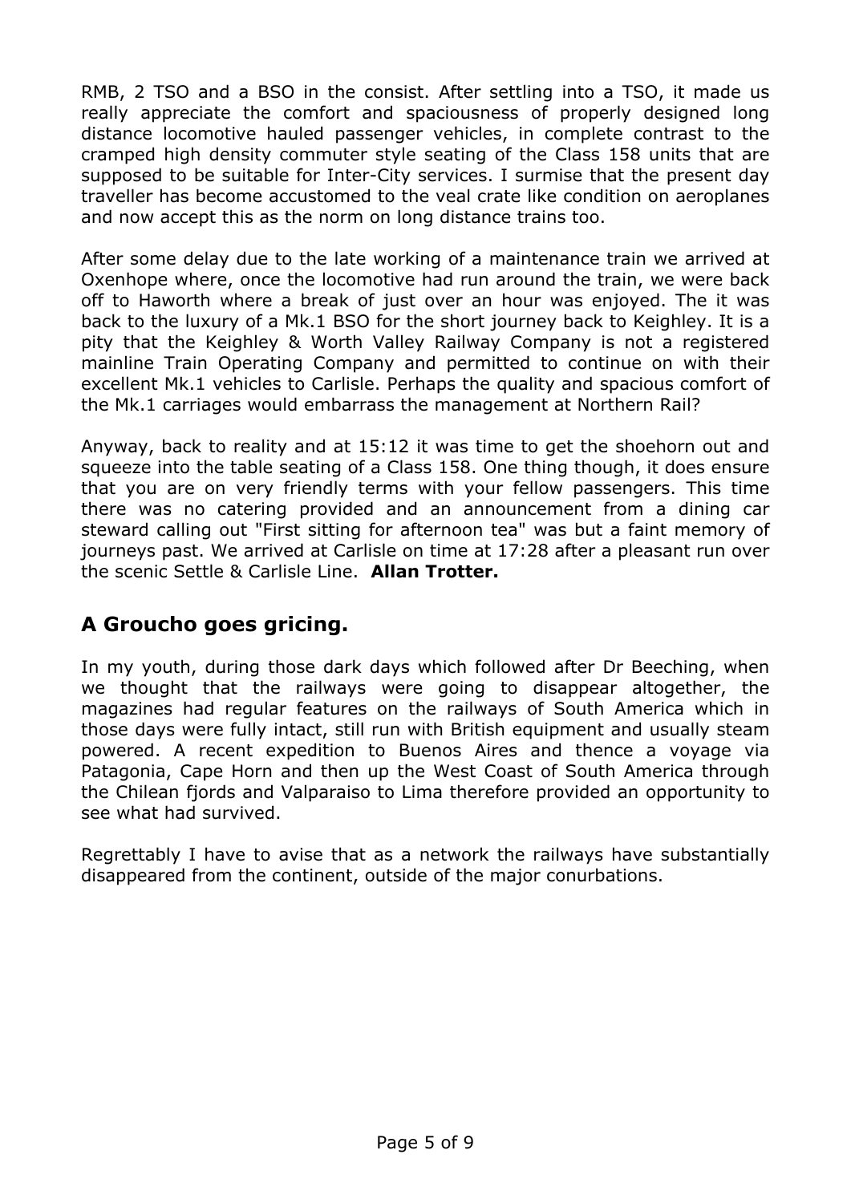RMB, 2 TSO and a BSO in the consist. After settling into a TSO, it made us really appreciate the comfort and spaciousness of properly designed long distance locomotive hauled passenger vehicles, in complete contrast to the cramped high density commuter style seating of the Class 158 units that are supposed to be suitable for Inter-City services. I surmise that the present day traveller has become accustomed to the veal crate like condition on aeroplanes and now accept this as the norm on long distance trains too.

After some delay due to the late working of a maintenance train we arrived at Oxenhope where, once the locomotive had run around the train, we were back off to Haworth where a break of just over an hour was enjoyed. The it was back to the luxury of a Mk.1 BSO for the short journey back to Keighley. It is a pity that the Keighley & Worth Valley Railway Company is not a registered mainline Train Operating Company and permitted to continue on with their excellent Mk.1 vehicles to Carlisle. Perhaps the quality and spacious comfort of the Mk.1 carriages would embarrass the management at Northern Rail?

Anyway, back to reality and at 15:12 it was time to get the shoehorn out and squeeze into the table seating of a Class 158. One thing though, it does ensure that you are on very friendly terms with your fellow passengers. This time there was no catering provided and an announcement from a dining car steward calling out "First sitting for afternoon tea" was but a faint memory of journeys past. We arrived at Carlisle on time at 17:28 after a pleasant run over the scenic Settle & Carlisle Line. **Allan Trotter.**

## A Groucho goes gricing.

In my youth, during those dark days which followed after Dr Beeching, when we thought that the railways were going to disappear altogether, the magazines had regular features on the railways of South America which in those days were fully intact, still run with British equipment and usually steam powered. A recent expedition to Buenos Aires and thence a voyage via Patagonia, Cape Horn and then up the West Coast of South America through the Chilean fjords and Valparaiso to Lima therefore provided an opportunity to see what had survived.

Regrettably I have to avise that as a network the railways have substantially disappeared from the continent, outside of the major conurbations.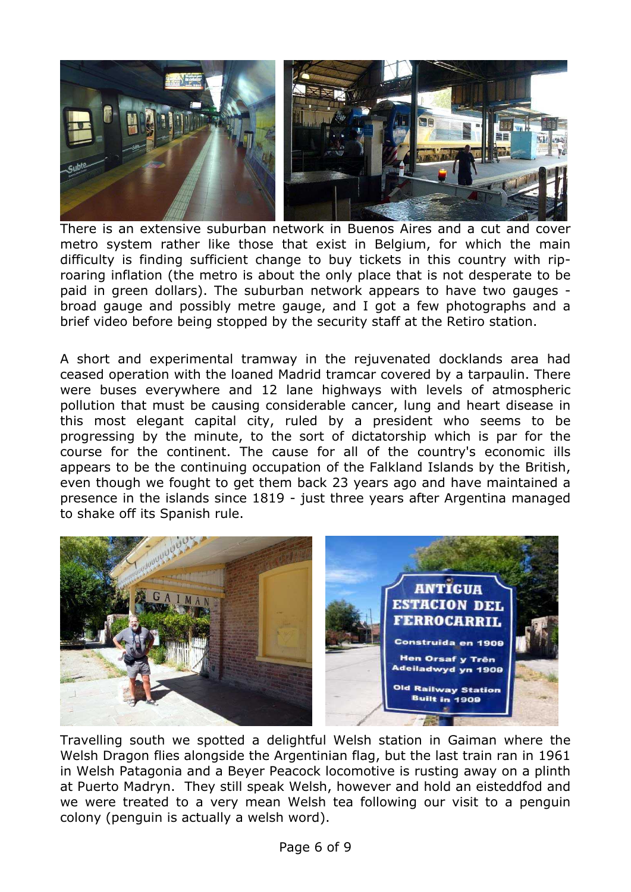There is an extensive suburban network in Buenos Aires and a cut and cover metro system rather like those that exist in Belgium, for which the main difficulty is finding sufficient change to buy tickets in this country with rip-roaring inflation (the metro is about the only place that is not desperate to be paid in green dollars). The suburban network appears to have two gauges - broad gauge and possibly metre gauge, and I got a few photographs and a brief video before being stopped by the security staff at the Retiro station.

A short and experimental tramway in the rejuvenated docklands area had ceased operation with the loaned Madrid tramcar covered by a tarpaulin. There were buses everywhere and 12 lane highways with levels of atmospheric pollution that must be causing considerable cancer, lung and heart disease in this most elegant capital city, ruled by a president who seems to be progressing by the minute, to the sort of dictatorship which is par for the course for the continent. The cause for all of the country's economic ills appears to be the continuing occupation of the Falkland Islands by the British, even though we fought to get them back 23 years ago and have maintained a presence in the islands since 1819 - just three years after Argentina managed to shake off its Spanish rule.

Travelling south we spotted a delightful Welsh station in Gaiman where the Welsh Dragon flies alongside the Argentinian flag, but the last train ran in 1961 in Welsh Patagonia and a Beyer Peacock locomotive is rusting away on a plinth at Puerto Madryn. They still speak Welsh, however and hold an eisteddfod and we were treated to a very mean Welsh tea following our visit to a penguin colony (penguin is actually a welsh word).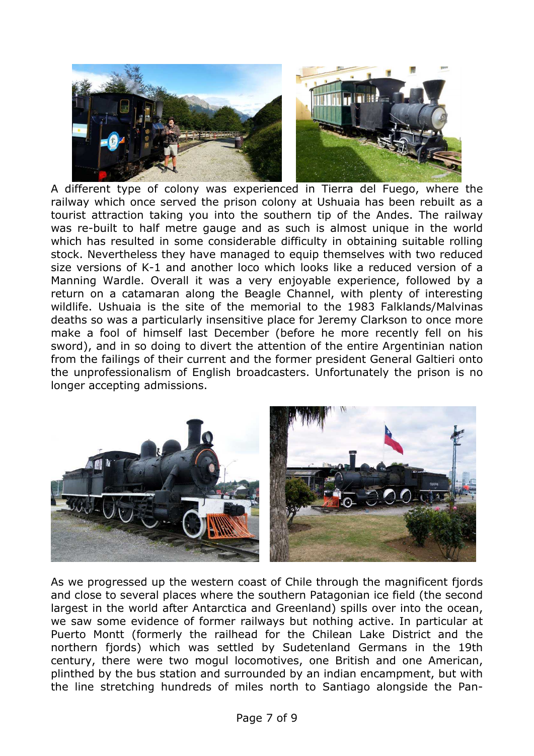A different type of colony was experienced in Tierra del Fuego, where the railway which once served the prison colony at Ushuaia has been rebuilt as a tourist attraction taking you into the southern tip of the Andes. The railway was re-built to half metre gauge and as such is almost unique in the world which has resulted in some considerable difficulty in obtaining suitable rolling stock. Nevertheless they have managed to equip themselves with two reduced size versions of K-1 and another loco which looks like a reduced version of a Manning Wardle. Overall it was a very enjoyable experience, followed by a return on a catamaran along the Beagle Channel, with plenty of interesting wildlife. Ushuaia is the site of the memorial to the 1983 Falklands/Malvinas deaths so was a particularly insensitive place for Jeremy Clarkson to once more make a fool of himself last December (before he more recently fell on his sword), and in so doing to divert the attention of the entire Argentinian nation from the failings of their current and the former president General Galtieri onto the unprofessionalism of English broadcasters. Unfortunately the prison is no longer accepting admissions.

As we progressed up the western coast of Chile through the magnificent fjords and close to several places where the southern Patagonian ice field (the second largest in the world after Antarctica and Greenland) spills over into the ocean, we saw some evidence of former railways but nothing active. In particular at Puerto Montt (formerly the railhead for the Chilean Lake District and the northern fjords) which was settled by Sudetenland Germans in the 19th century, there were two mogul locomotives, one British and one American, plinthed by the bus station and surrounded by an indian encampment, but with the line stretching hundreds of miles north to Santiago alongside the Pan-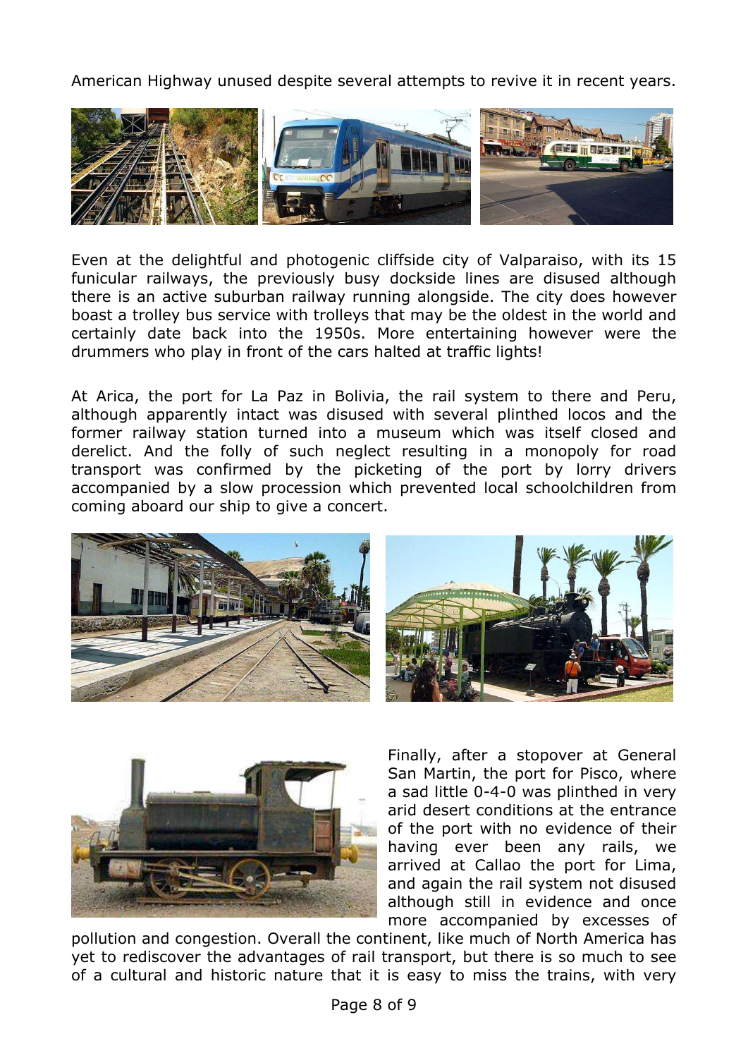American Highway unused despite several attempts to revive it in recent years.

Even at the delightful and photogenic cliffside city of Valparaiso, with its 15 funicular railways, the previously busy dockside lines are disused although there is an active suburban railway running alongside. The city does however boast a trolley bus service with trolleys that may be the oldest in the world and certainly date back into the 1950s. More entertaining however were the drummers who play in front of the cars halted at traffic lights!

At Arica, the port for La Paz in Bolivia, the rail system to there and Peru, although apparently intact was disused with several plinthed locos and the former railway station turned into a museum which was itself closed and derelict. And the folly of such neglect resulting in a monopoly for road transport was confirmed by the picketing of the port by lorry drivers accompanied by a slow procession which prevented local schoolchildren from coming aboard our ship to give a concert.

Finally, after a stopover at General San Martin, the port for Pisco, where a sad little 0-4-0 was plinthed in very arid desert conditions at the entrance of the port with no evidence of their having ever been any rails, we arrived at Callao the port for Lima, and again the rail system not disused although still in evidence and once more accompanied by excesses of pollution and congestion. Overall the continent, like much of North America has yet to rediscover the advantages of rail transport, but there is so much to see of a cultural and historic nature that it is easy to miss the trains, with very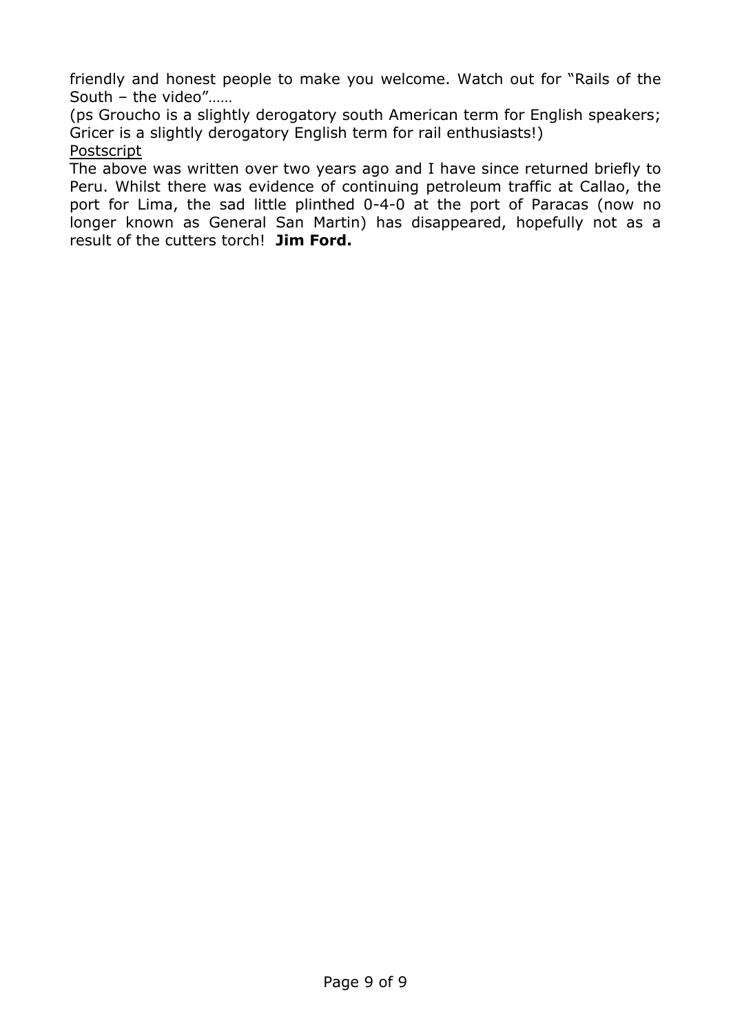friendly and honest people to make you welcome. Watch out for "Rails of the South – the video"……

(ps Groucho is a slightly derogatory south American term for English speakers; Gricer is a slightly derogatory English term for rail enthusiasts!)

<u>Postscript</u>

The above was written over two years ago and I have since returned briefly to Peru. Whilst there was evidence of continuing petroleum traffic at Callao, the port for Lima, the sad little plinthed 0-4-0 at the port of Paracas (now no longer known as General San Martin) has disappeared, hopefully not as a result of the cutters torch! **Jim Ford.**